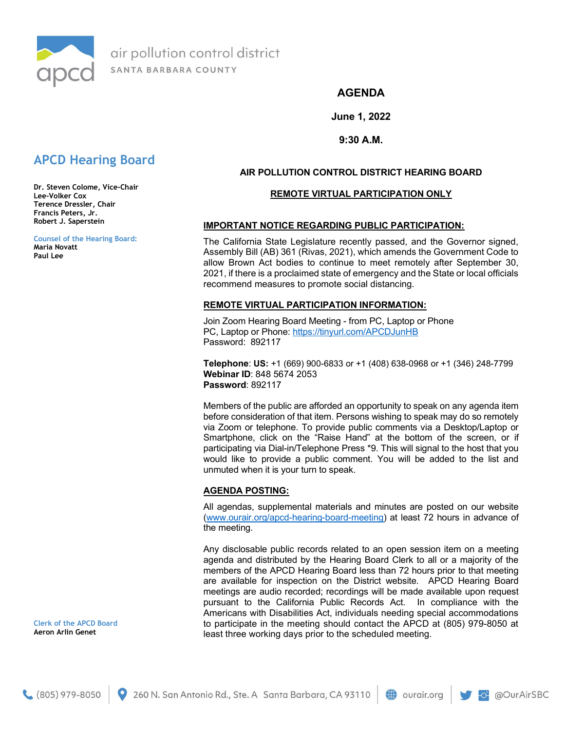air pollution control district
SANTA BARBARA COUNTY

# AGENDA

**June 1, 2022**

**9:30 A.M.**

## APCD Hearing Board

**Dr. Steven Colome, Vice-Chair**
**Lee-Volker Cox**
**Terence Dressler, Chair**
**Francis Peters, Jr.**
**Robert J. Saperstein**

Counsel of the Hearing Board:
**Maria Novatt**
**Paul Lee**

Clerk of the APCD Board
**Aeron Arlin Genet**

**AIR POLLUTION CONTROL DISTRICT HEARING BOARD**

**REMOTE VIRTUAL PARTICIPATION ONLY**

**IMPORTANT NOTICE REGARDING PUBLIC PARTICIPATION:**

The California State Legislature recently passed, and the Governor signed, Assembly Bill (AB) 361 (Rivas, 2021), which amends the Government Code to allow Brown Act bodies to continue to meet remotely after September 30, 2021, if there is a proclaimed state of emergency and the State or local officials recommend measures to promote social distancing.

**REMOTE VIRTUAL PARTICIPATION INFORMATION:**

Join Zoom Hearing Board Meeting - from PC, Laptop or Phone
PC, Laptop or Phone: https://tinyurl.com/APCDJunHB
Password: 892117

**Telephone**: **US:** +1 (669) 900-6833 or +1 (408) 638-0968 or +1 (346) 248-7799
**Webinar ID**: 848 5674 2053
**Password**: 892117

Members of the public are afforded an opportunity to speak on any agenda item before consideration of that item. Persons wishing to speak may do so remotely via Zoom or telephone. To provide public comments via a Desktop/Laptop or Smartphone, click on the "Raise Hand" at the bottom of the screen, or if participating via Dial-in/Telephone Press *9. This will signal to the host that you would like to provide a public comment. You will be added to the list and unmuted when it is your turn to speak.

**AGENDA POSTING:**

All agendas, supplemental materials and minutes are posted on our website (www.ourair.org/apcd-hearing-board-meeting) at least 72 hours in advance of the meeting.

Any disclosable public records related to an open session item on a meeting agenda and distributed by the Hearing Board Clerk to all or a majority of the members of the APCD Hearing Board less than 72 hours prior to that meeting are available for inspection on the District website. APCD Hearing Board meetings are audio recorded; recordings will be made available upon request pursuant to the California Public Records Act. In compliance with the Americans with Disabilities Act, individuals needing special accommodations to participate in the meeting should contact the APCD at (805) 979-8050 at least three working days prior to the scheduled meeting.

(805) 979-8050 | 260 N. San Antonio Rd., Ste. A Santa Barbara, CA 93110 | ourair.org | @OurAirSBC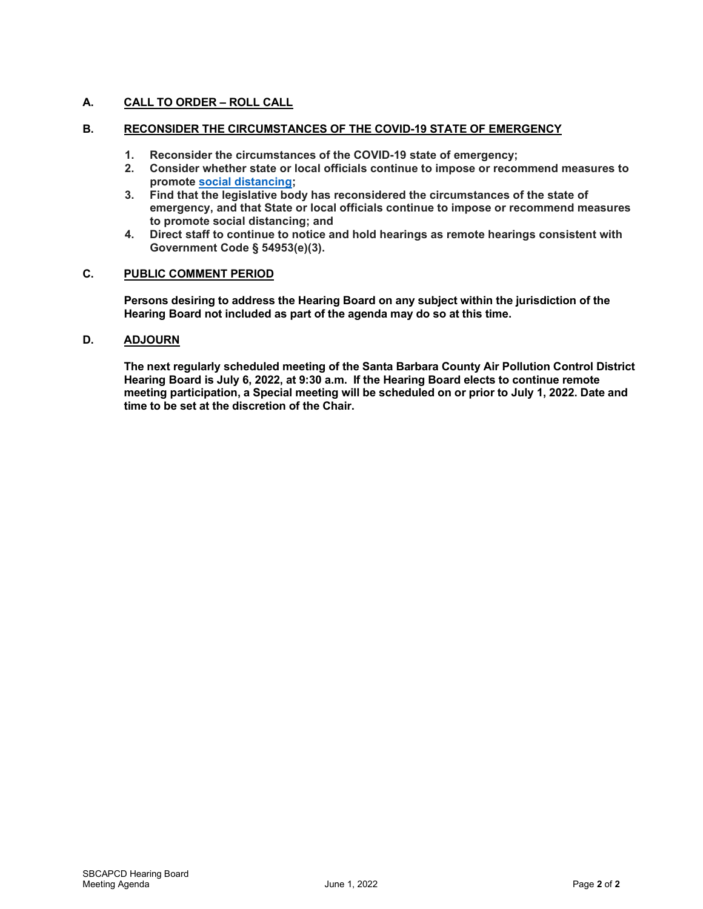## A. CALL TO ORDER – ROLL CALL

## B. RECONSIDER THE CIRCUMSTANCES OF THE COVID-19 STATE OF EMERGENCY

1. **Reconsider the circumstances of the COVID-19 state of emergency;**
2. **Consider whether state or local officials continue to impose or recommend measures to promote social distancing;**
3. **Find that the legislative body has reconsidered the circumstances of the state of emergency, and that State or local officials continue to impose or recommend measures to promote social distancing; and**
4. **Direct staff to continue to notice and hold hearings as remote hearings consistent with Government Code § 54953(e)(3).**

## C. PUBLIC COMMENT PERIOD

**Persons desiring to address the Hearing Board on any subject within the jurisdiction of the Hearing Board not included as part of the agenda may do so at this time.**

## D. ADJOURN

**The next regularly scheduled meeting of the Santa Barbara County Air Pollution Control District Hearing Board is July 6, 2022, at 9:30 a.m. If the Hearing Board elects to continue remote meeting participation, a Special meeting will be scheduled on or prior to July 1, 2022. Date and time to be set at the discretion of the Chair.**